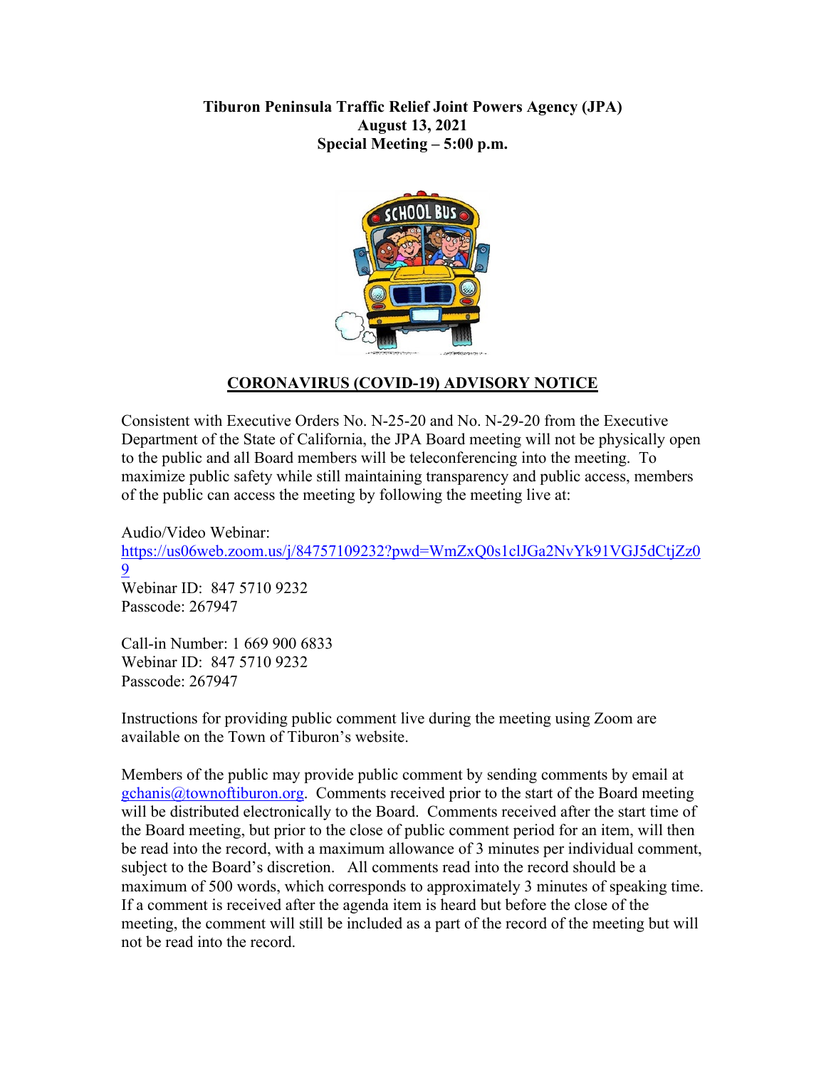**Tiburon Peninsula Traffic Relief Joint Powers Agency (JPA)**
**August 13, 2021**
**Special Meeting – 5:00 p.m.**

## CORONAVIRUS (COVID-19) ADVISORY NOTICE

Consistent with Executive Orders No. N-25-20 and No. N-29-20 from the Executive Department of the State of California, the JPA Board meeting will not be physically open to the public and all Board members will be teleconferencing into the meeting. To maximize public safety while still maintaining transparency and public access, members of the public can access the meeting by following the meeting live at:

Audio/Video Webinar:
https://us06web.zoom.us/j/84757109232?pwd=WmZxQ0s1clJGa2NvYk91VGJ5dCtjZz09
Webinar ID: 847 5710 9232
Passcode: 267947

Call-in Number: 1 669 900 6833
Webinar ID: 847 5710 9232
Passcode: 267947

Instructions for providing public comment live during the meeting using Zoom are available on the Town of Tiburon's website.

Members of the public may provide public comment by sending comments by email at gchanis@townoftiburon.org. Comments received prior to the start of the Board meeting will be distributed electronically to the Board. Comments received after the start time of the Board meeting, but prior to the close of public comment period for an item, will then be read into the record, with a maximum allowance of 3 minutes per individual comment, subject to the Board's discretion. All comments read into the record should be a maximum of 500 words, which corresponds to approximately 3 minutes of speaking time. If a comment is received after the agenda item is heard but before the close of the meeting, the comment will still be included as a part of the record of the meeting but will not be read into the record.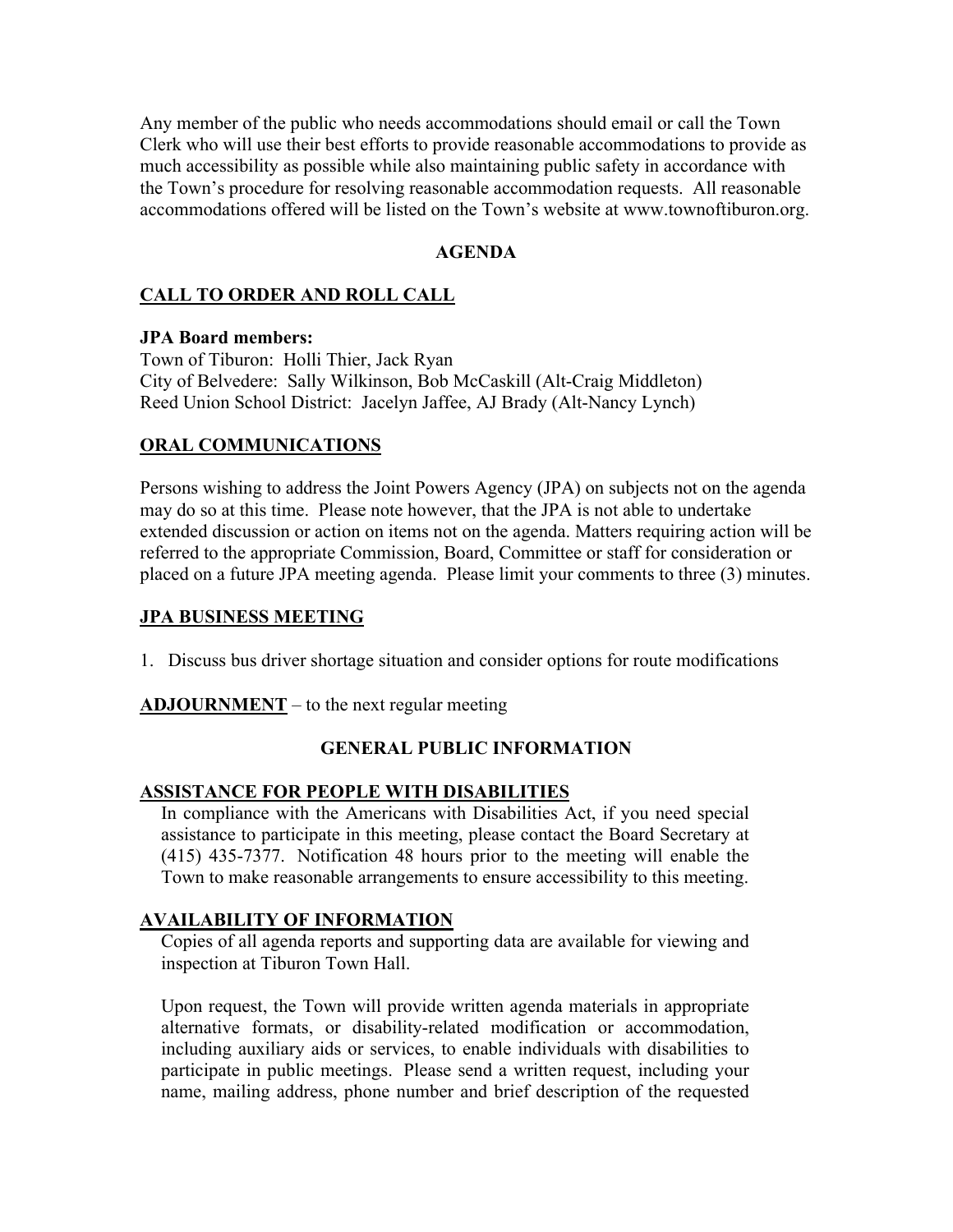Any member of the public who needs accommodations should email or call the Town Clerk who will use their best efforts to provide reasonable accommodations to provide as much accessibility as possible while also maintaining public safety in accordance with the Town's procedure for resolving reasonable accommodation requests. All reasonable accommodations offered will be listed on the Town's website at www.townoftiburon.org.

## AGENDA

### CALL TO ORDER AND ROLL CALL

**JPA Board members:**
Town of Tiburon: Holli Thier, Jack Ryan
City of Belvedere: Sally Wilkinson, Bob McCaskill (Alt-Craig Middleton)
Reed Union School District: Jacelyn Jaffee, AJ Brady (Alt-Nancy Lynch)

### ORAL COMMUNICATIONS

Persons wishing to address the Joint Powers Agency (JPA) on subjects not on the agenda may do so at this time. Please note however, that the JPA is not able to undertake extended discussion or action on items not on the agenda. Matters requiring action will be referred to the appropriate Commission, Board, Committee or staff for consideration or placed on a future JPA meeting agenda. Please limit your comments to three (3) minutes.

### JPA BUSINESS MEETING

1. Discuss bus driver shortage situation and consider options for route modifications

**ADJOURNMENT** – to the next regular meeting

## GENERAL PUBLIC INFORMATION

### ASSISTANCE FOR PEOPLE WITH DISABILITIES

In compliance with the Americans with Disabilities Act, if you need special assistance to participate in this meeting, please contact the Board Secretary at (415) 435-7377. Notification 48 hours prior to the meeting will enable the Town to make reasonable arrangements to ensure accessibility to this meeting.

### AVAILABILITY OF INFORMATION

Copies of all agenda reports and supporting data are available for viewing and inspection at Tiburon Town Hall.

Upon request, the Town will provide written agenda materials in appropriate alternative formats, or disability-related modification or accommodation, including auxiliary aids or services, to enable individuals with disabilities to participate in public meetings. Please send a written request, including your name, mailing address, phone number and brief description of the requested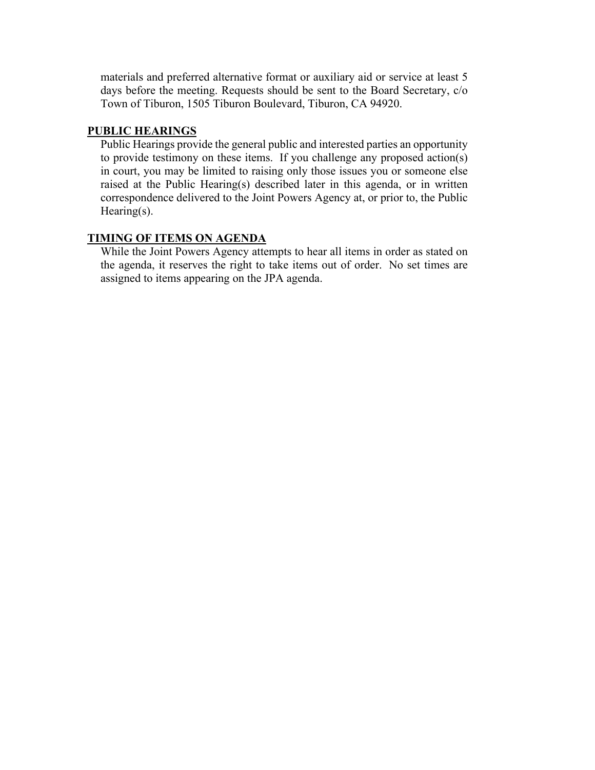materials and preferred alternative format or auxiliary aid or service at least 5 days before the meeting. Requests should be sent to the Board Secretary, c/o Town of Tiburon, 1505 Tiburon Boulevard, Tiburon, CA 94920.

## PUBLIC HEARINGS

Public Hearings provide the general public and interested parties an opportunity to provide testimony on these items. If you challenge any proposed action(s) in court, you may be limited to raising only those issues you or someone else raised at the Public Hearing(s) described later in this agenda, or in written correspondence delivered to the Joint Powers Agency at, or prior to, the Public Hearing(s).

## TIMING OF ITEMS ON AGENDA

While the Joint Powers Agency attempts to hear all items in order as stated on the agenda, it reserves the right to take items out of order. No set times are assigned to items appearing on the JPA agenda.